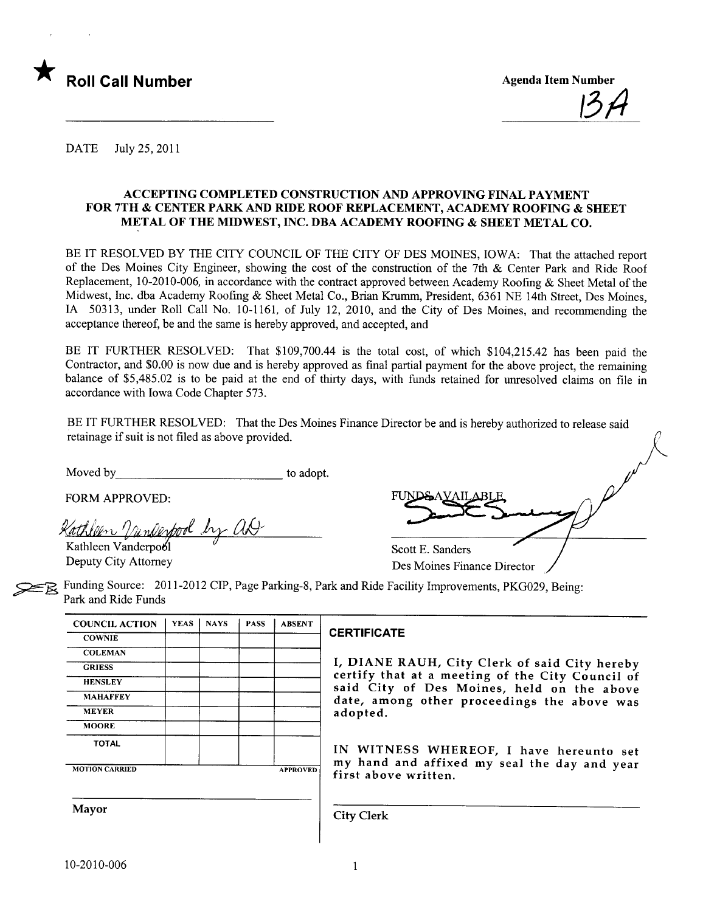★ **Roll Call Number**

Agenda Item Number

13A

DATE July 25, 2011

### ACCEPTING COMPLETED CONSTRUCTION AND APPROVING FINAL PAYMENT FOR 7TH & CENTER PARK AND RIDE ROOF REPLACEMENT, ACADEMY ROOFING & SHEET METAL OF THE MIDWEST, INC. DBA ACADEMY ROOFING & SHEET METAL CO.

BE IT RESOLVED BY THE CITY COUNCIL OF THE CITY OF DES MOINES, IOWA: That the attached report of the Des Moines City Engineer, showing the cost of the construction of the 7th & Center Park and Ride Roof Replacement, 10-2010-006, in accordance with the contract approved between Academy Roofing & Sheet Metal of the Midwest, Inc. dba Academy Roofing & Sheet Metal Co., Brian Krumm, President, 6361 NE 14th Street, Des Moines, IA 50313, under Roll Call No. 10-1161, of July 12, 2010, and the City of Des Moines, and recommending the acceptance thereof, be and the same is hereby approved, and accepted, and

BE IT FURTHER RESOLVED: That $109,700.44 is the total cost, of which $104,215.42 has been paid the Contractor, and $0.00 is now due and is hereby approved as final partial payment for the above project, the remaining balance of $5,485.02 is to be paid at the end of thirty days, with funds retained for unresolved claims on file in accordance with Iowa Code Chapter 573.

BE IT FURTHER RESOLVED: That the Des Moines Finance Director be and is hereby authorized to release said retainage if suit is not filed as above provided.

Moved by\_\_\_\_\_\_\_\_\_\_\_\_\_\_\_\_\_\_\_\_\_\_\_\_ to adopt.

FORM APPROVED:

Kathleen Vanderpool by AD

Kathleen Vanderpool
Deputy City Attorney

FUNDS AVAILABLE

Scott E. Sanders
Des Moines Finance Director

Funding Source: 2011-2012 CIP, Page Parking-8, Park and Ride Facility Improvements, PKG029, Being: Park and Ride Funds

| COUNCIL ACTION | YEAS | NAYS | PASS | ABSENT |
|---|---|---|---|---|
| COWNIE | | | | |
| COLEMAN | | | | |
| GRIESS | | | | |
| HENSLEY | | | | |
| MAHAFFEY | | | | |
| MEYER | | | | |
| MOORE | | | | |
| TOTAL | | | | |
| MOTION CARRIED | | | | APPROVED |

Mayor

**CERTIFICATE**

I, DIANE RAUH, City Clerk of said City hereby certify that at a meeting of the City Council of said City of Des Moines, held on the above date, among other proceedings the above was adopted.

IN WITNESS WHEREOF, I have hereunto set my hand and affixed my seal the day and year first above written.

City Clerk

10-2010-006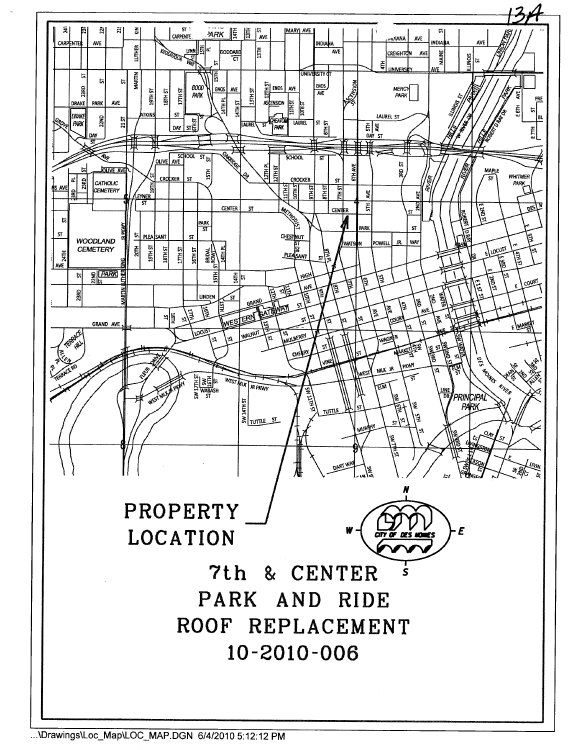13A

PROPERTY LOCATION

# 7th & CENTER PARK AND RIDE ROOF REPLACEMENT 10-2010-006

...\Drawings\Loc_Map\LOC_MAP.DGN 6/4/2010 5:12:12 PM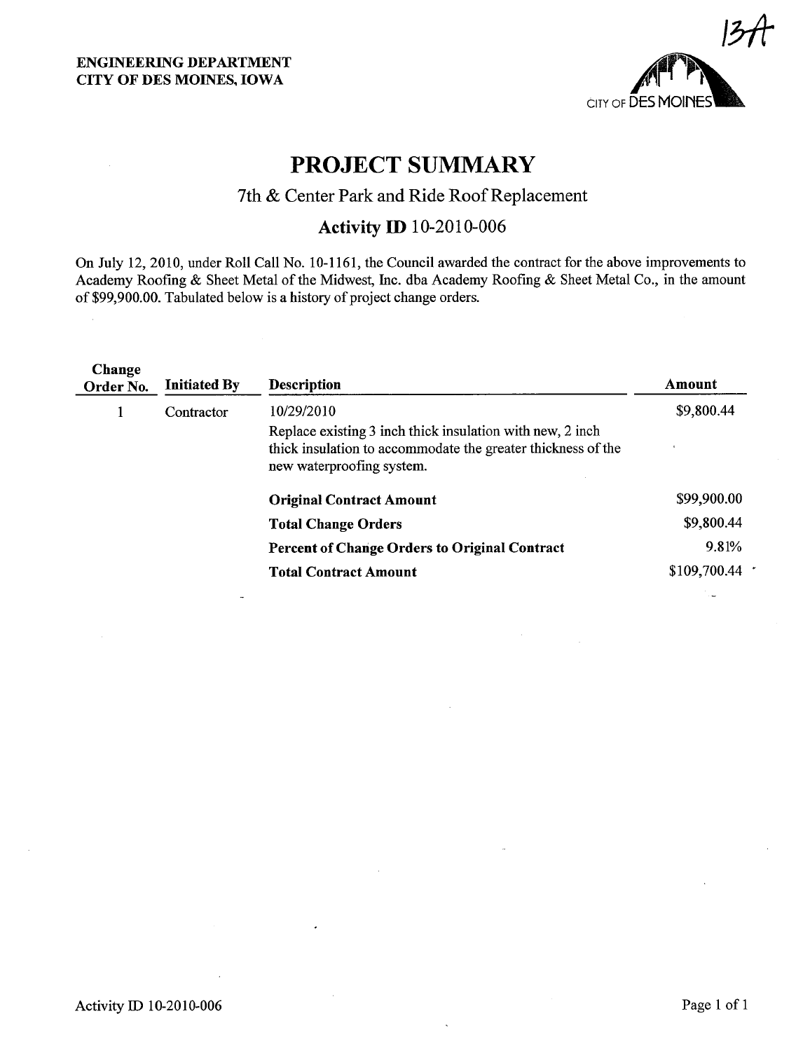ENGINEERING DEPARTMENT
CITY OF DES MOINES, IOWA

13A

# PROJECT SUMMARY

## 7th & Center Park and Ride Roof Replacement

## Activity ID 10-2010-006

On July 12, 2010, under Roll Call No. 10-1161, the Council awarded the contract for the above improvements to Academy Roofing & Sheet Metal of the Midwest, Inc. dba Academy Roofing & Sheet Metal Co., in the amount of $99,900.00. Tabulated below is a history of project change orders.

| Change Order No. | Initiated By | Description | Amount |
|---|---|---|---|
| 1 | Contractor | 10/29/2010<br>Replace existing 3 inch thick insulation with new, 2 inch thick insulation to accommodate the greater thickness of the new waterproofing system. | $9,800.44 |
| | | **Original Contract Amount** | $99,900.00 |
| | | **Total Change Orders** | $9,800.44 |
| | | **Percent of Change Orders to Original Contract** | 9.81% |
| | | **Total Contract Amount** | $109,700.44 |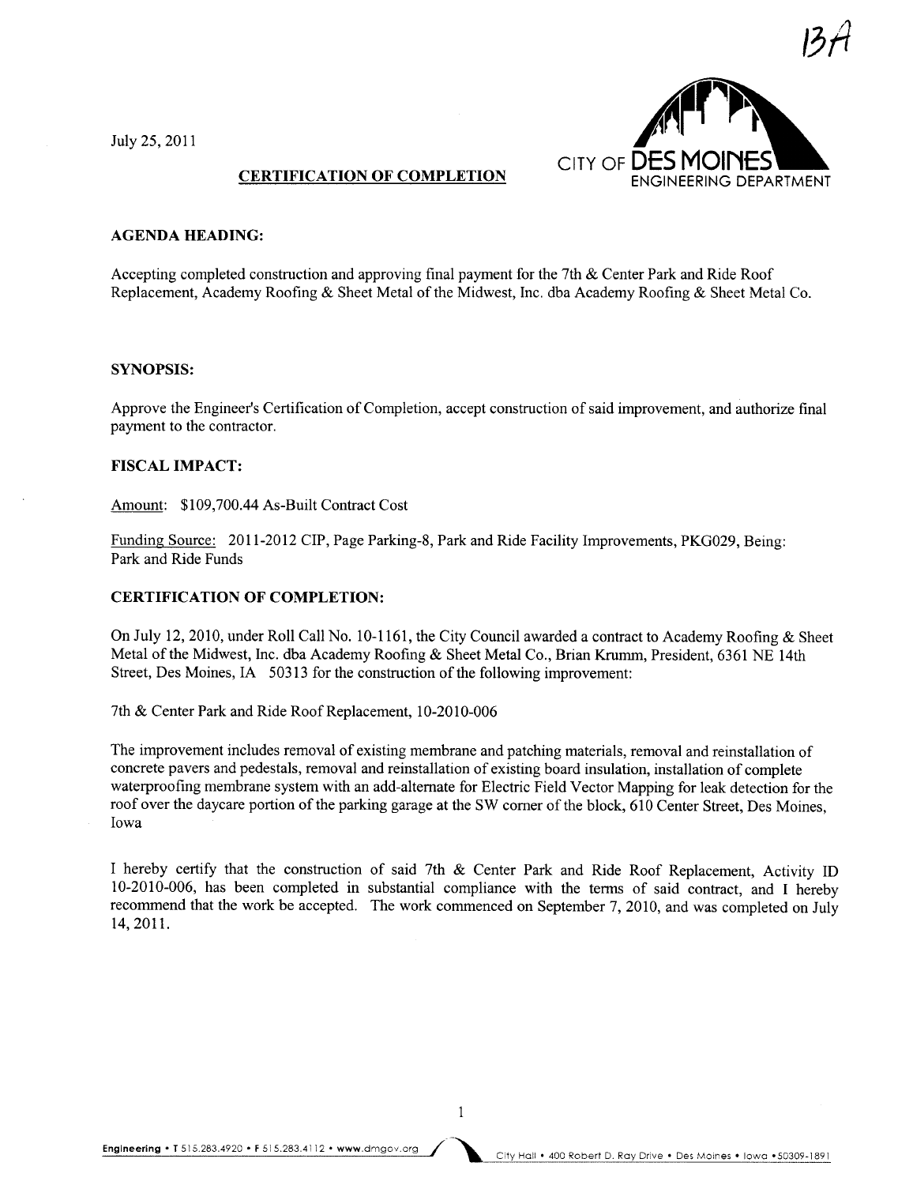13A

July 25, 2011

CITY OF DES MOINES ENGINEERING DEPARTMENT

## CERTIFICATION OF COMPLETION

### AGENDA HEADING:

Accepting completed construction and approving final payment for the 7th & Center Park and Ride Roof Replacement, Academy Roofing & Sheet Metal of the Midwest, Inc. dba Academy Roofing & Sheet Metal Co.

### SYNOPSIS:

Approve the Engineer's Certification of Completion, accept construction of said improvement, and authorize final payment to the contractor.

### FISCAL IMPACT:

Amount: $109,700.44 As-Built Contract Cost

Funding Source: 2011-2012 CIP, Page Parking-8, Park and Ride Facility Improvements, PKG029, Being: Park and Ride Funds

### CERTIFICATION OF COMPLETION:

On July 12, 2010, under Roll Call No. 10-1161, the City Council awarded a contract to Academy Roofing & Sheet Metal of the Midwest, Inc. dba Academy Roofing & Sheet Metal Co., Brian Krumm, President, 6361 NE 14th Street, Des Moines, IA 50313 for the construction of the following improvement:

7th & Center Park and Ride Roof Replacement, 10-2010-006

The improvement includes removal of existing membrane and patching materials, removal and reinstallation of concrete pavers and pedestals, removal and reinstallation of existing board insulation, installation of complete waterproofing membrane system with an add-alternate for Electric Field Vector Mapping for leak detection for the roof over the daycare portion of the parking garage at the SW corner of the block, 610 Center Street, Des Moines, Iowa

I hereby certify that the construction of said 7th & Center Park and Ride Roof Replacement, Activity ID 10-2010-006, has been completed in substantial compliance with the terms of said contract, and I hereby recommend that the work be accepted. The work commenced on September 7, 2010, and was completed on July 14, 2011.

Engineering • T 515.283.4920 • F 515.283.4112 • www.dmgov.org City Hall • 400 Robert D. Ray Drive • Des Moines • Iowa • 50309-1891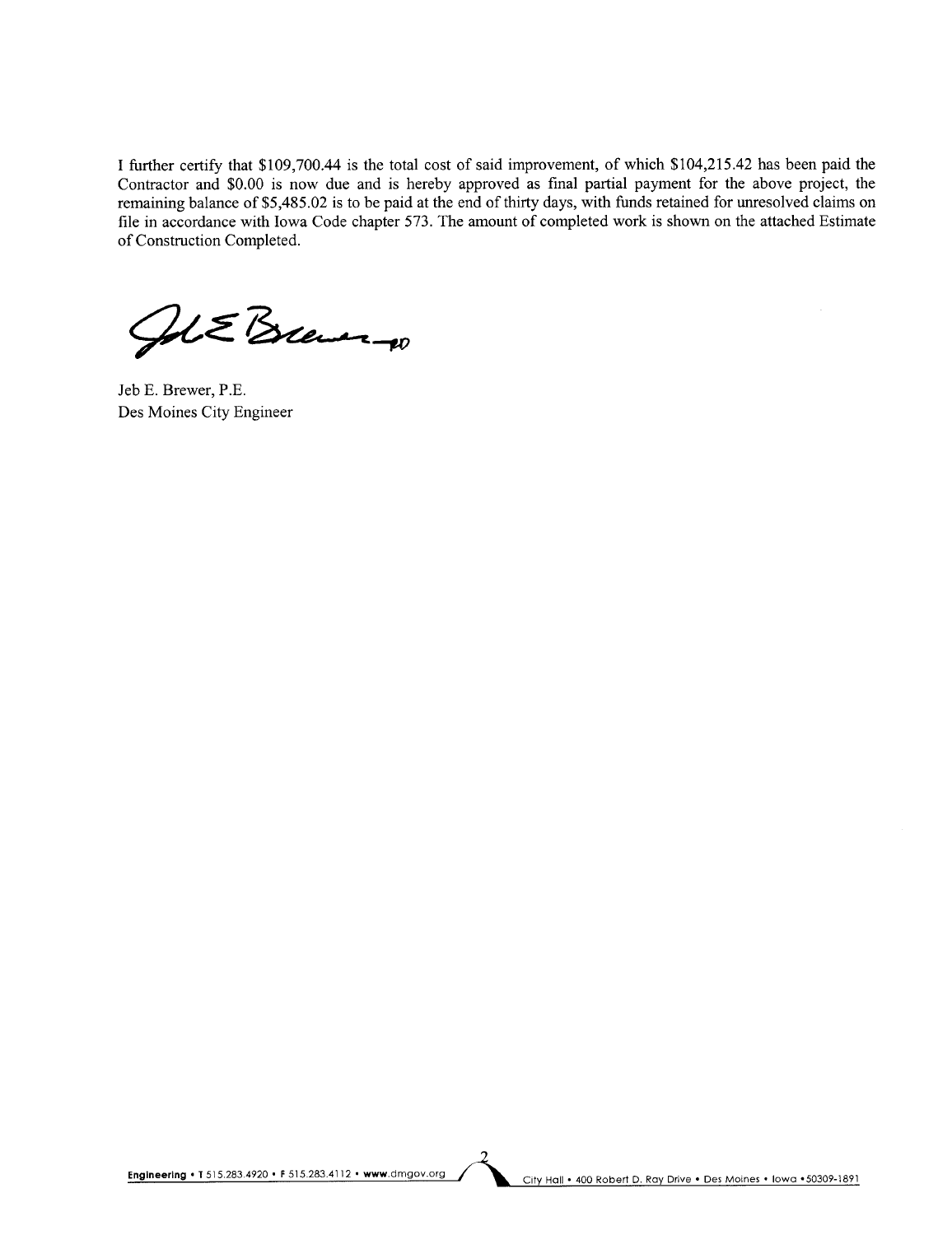I further certify that $109,700.44 is the total cost of said improvement, of which $104,215.42 has been paid the Contractor and $0.00 is now due and is hereby approved as final partial payment for the above project, the remaining balance of $5,485.02 is to be paid at the end of thirty days, with funds retained for unresolved claims on file in accordance with Iowa Code chapter 573. The amount of completed work is shown on the attached Estimate of Construction Completed.

Jeb E. Brewer, P.E.
Des Moines City Engineer

Engineering • T 515.283.4920 • F 515.283.4112 • www.dmgov.org City Hall • 400 Robert D. Ray Drive • Des Moines • Iowa • 50309-1891